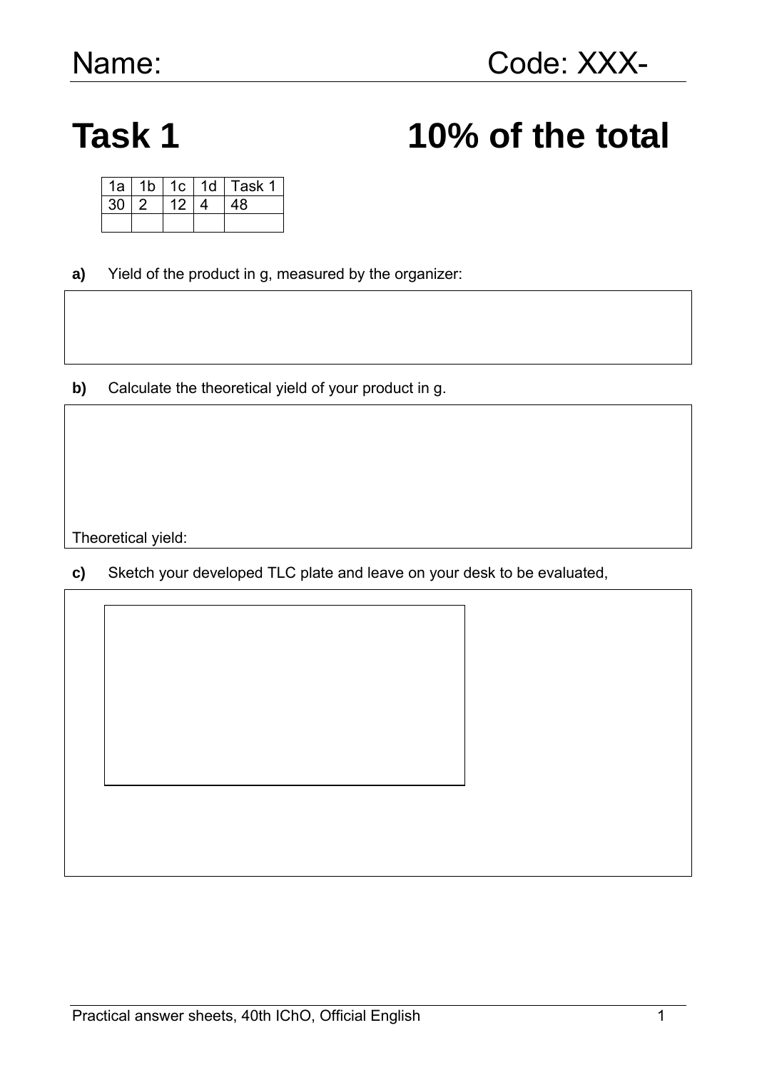Name: Code: XXX-

# Task 1 10% of the total

| 1a | 1b | 1c | 1d | Task 1 |
|---|---|---|---|---|
| 30 | 2 | 12 | 4 | 48 |
| | | | | |

**a)** Yield of the product in g, measured by the organizer:

**b)** Calculate the theoretical yield of your product in g.

Theoretical yield:

**c)** Sketch your developed TLC plate and leave on your desk to be evaluated,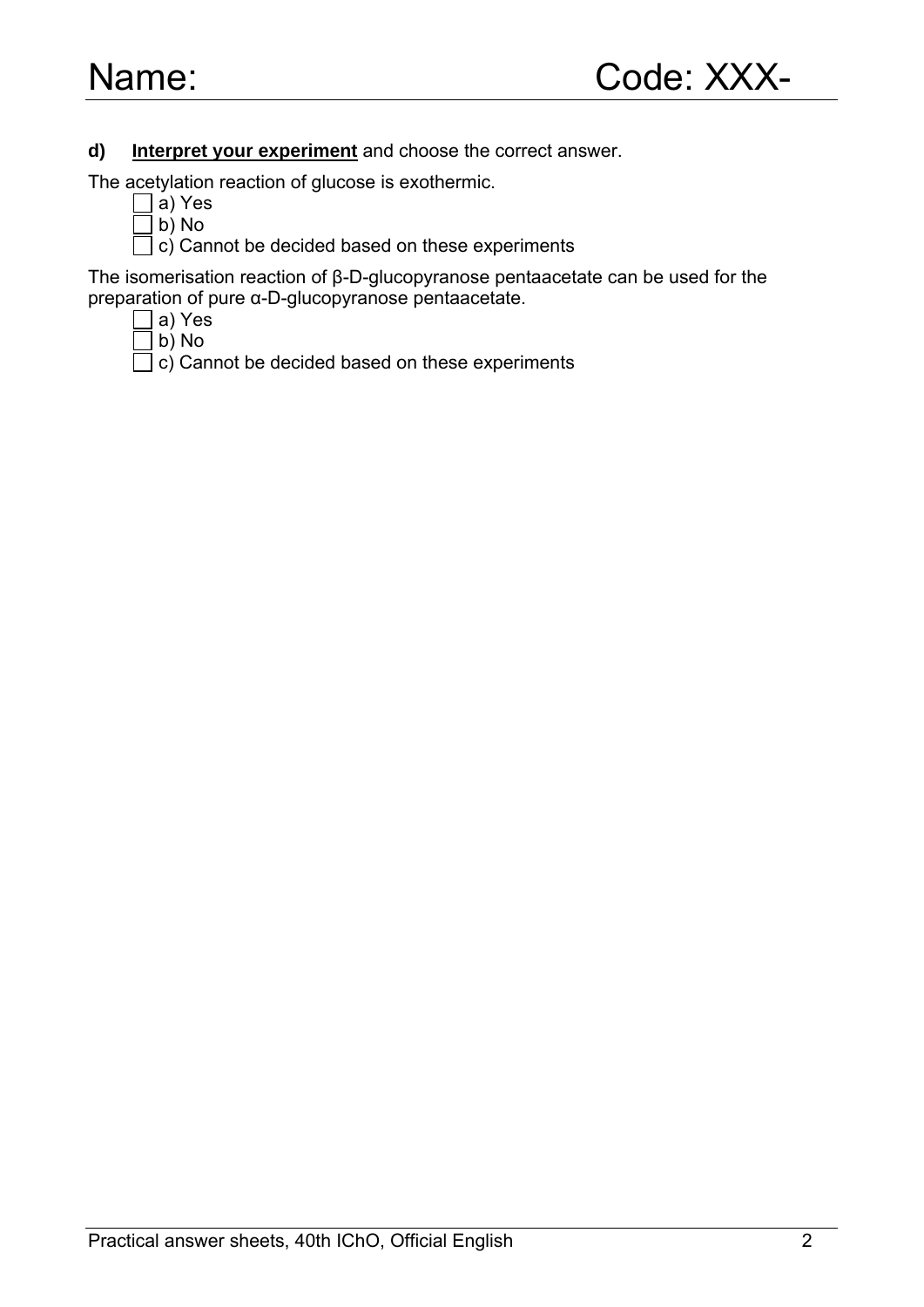Name: Code: XXX-

**d)** **Interpret your experiment** and choose the correct answer.

The acetylation reaction of glucose is exothermic.

- ☐ a) Yes
- ☐ b) No
- ☐ c) Cannot be decided based on these experiments

The isomerisation reaction of β-D-glucopyranose pentaacetate can be used for the preparation of pure α-D-glucopyranose pentaacetate.

- ☐ a) Yes
- ☐ b) No
- ☐ c) Cannot be decided based on these experiments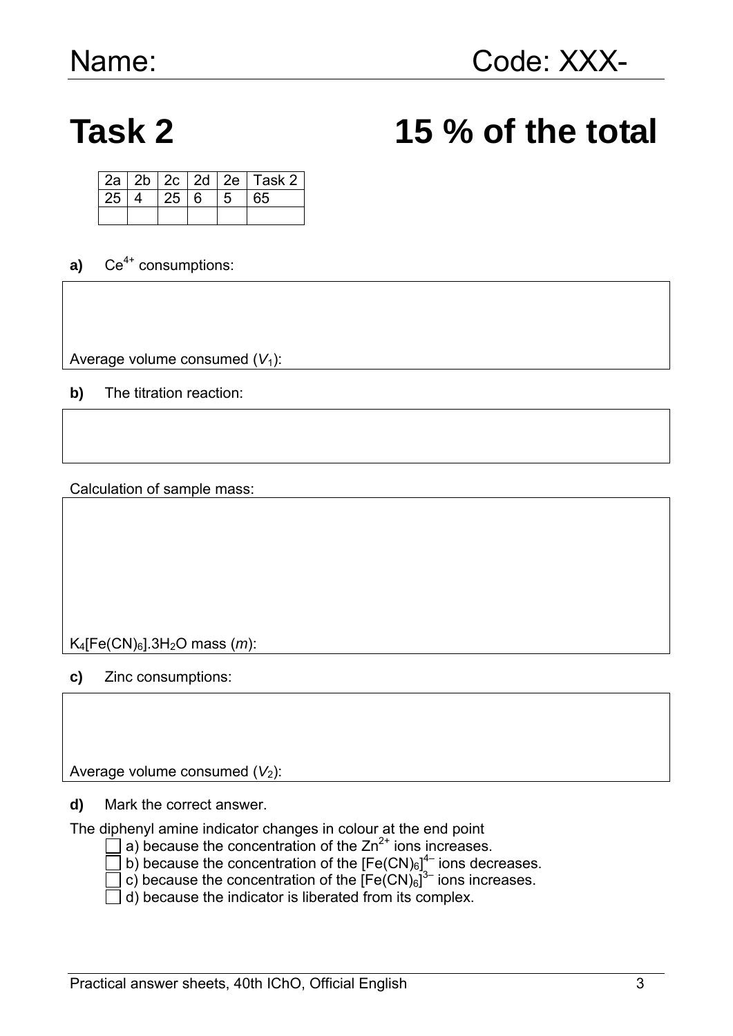Name: Code: XXX-

# Task 2 15 % of the total

| 2a | 2b | 2c | 2d | 2e | Task 2 |
|---|---|---|---|---|---|
| 25 | 4 | 25 | 6 | 5 | 65 |
| | | | | | |

**a)** $Ce^{4+}$ consumptions:

Average volume consumed ($V_1$):

**b)** The titration reaction:

Calculation of sample mass:

$K_4[Fe(CN)_6].3H_2O$ mass ($m$):

**c)** Zinc consumptions:

Average volume consumed ($V_2$):

**d)** Mark the correct answer.

The diphenyl amine indicator changes in colour at the end point

- ☐ a) because the concentration of the $Zn^{2+}$ ions increases.
- ☐ b) because the concentration of the $[Fe(CN)_6]^{4-}$ ions decreases.
- ☐ c) because the concentration of the $[Fe(CN)_6]^{3-}$ ions increases.
- ☐ d) because the indicator is liberated from its complex.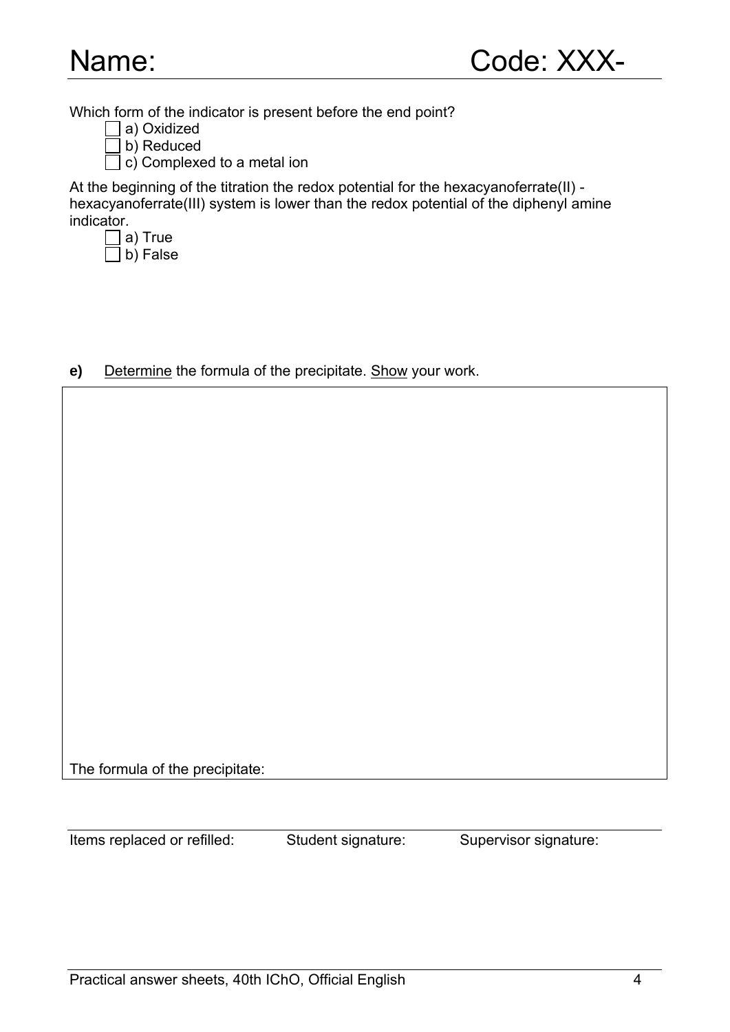Name: Code: XXX-

Which form of the indicator is present before the end point?

- ☐ a) Oxidized
- ☐ b) Reduced
- ☐ c) Complexed to a metal ion

At the beginning of the titration the redox potential for the hexacyanoferrate(II) - hexacyanoferrate(III) system is lower than the redox potential of the diphenyl amine indicator.

- ☐ a) True
- ☐ b) False

**e)** Determine the formula of the precipitate. Show your work.

The formula of the precipitate:

Items replaced or refilled: Student signature: Supervisor signature: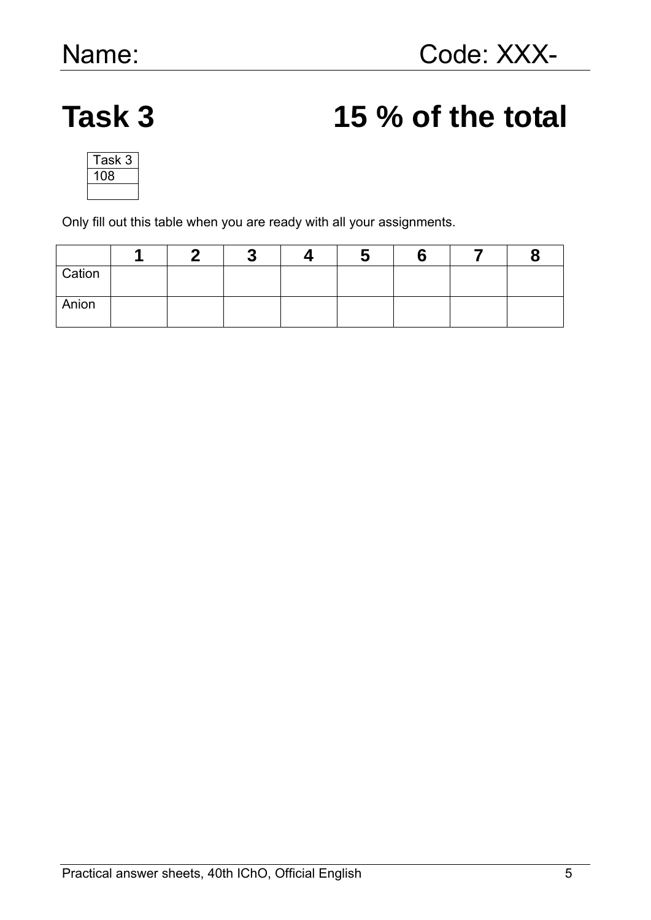Name: Code: XXX-

# Task 3 15 % of the total

| Task 3 |
|---|
| 108 |
| |

Only fill out this table when you are ready with all your assignments.

| | 1 | 2 | 3 | 4 | 5 | 6 | 7 | 8 |
|---|---|---|---|---|---|---|---|---|
| Cation | | | | | | | | |
| Anion | | | | | | | | |